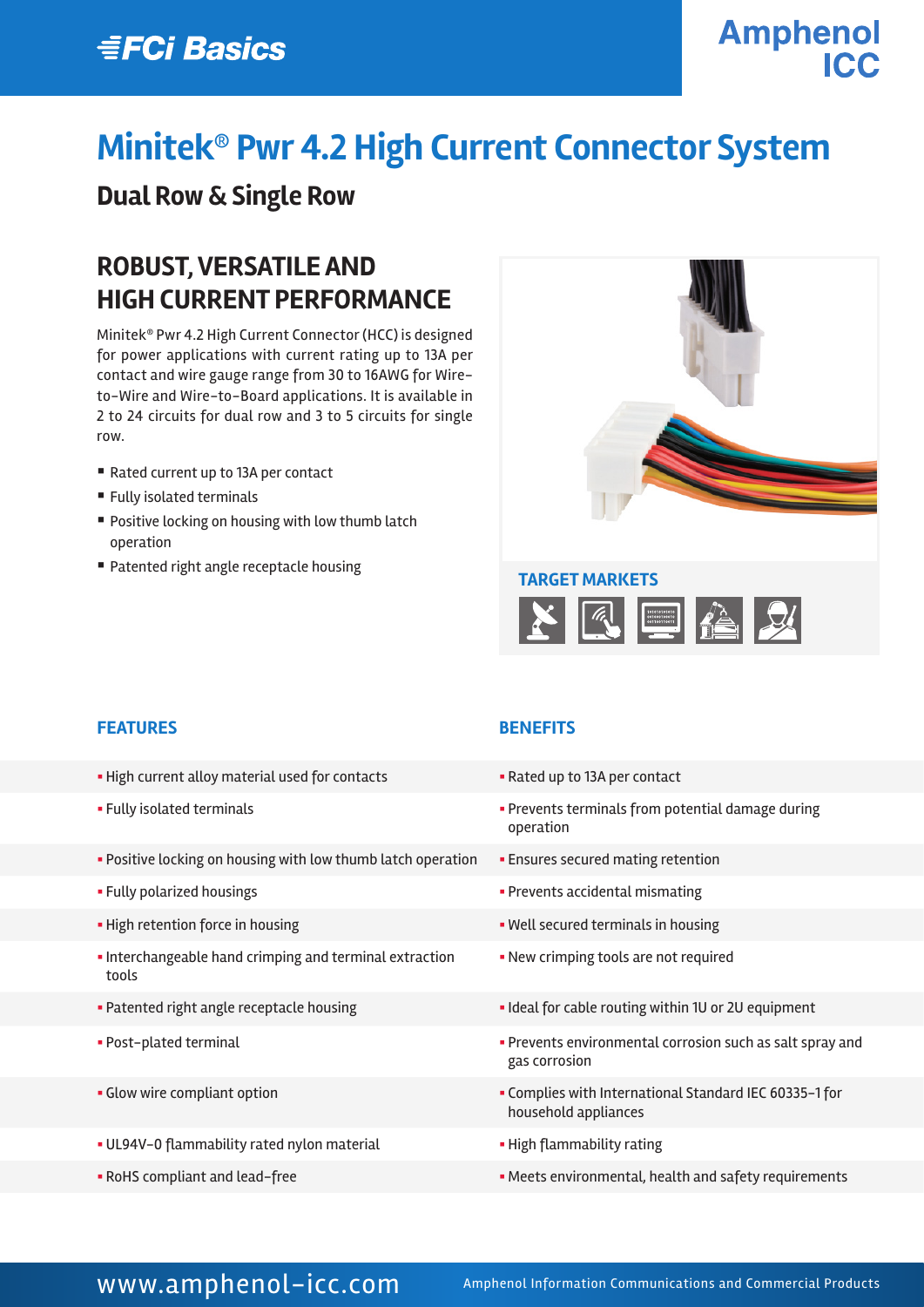FCi Basics

Amphenol ICC

# Minitek® Pwr 4.2 High Current Connector System

## Dual Row & Single Row

## ROBUST, VERSATILE AND HIGH CURRENT PERFORMANCE

Minitek® Pwr 4.2 High Current Connector (HCC) is designed for power applications with current rating up to 13A per contact and wire gauge range from 30 to 16AWG for Wire-to-Wire and Wire-to-Board applications. It is available in 2 to 24 circuits for dual row and 3 to 5 circuits for single row.

- Rated current up to 13A per contact
- Fully isolated terminals
- Positive locking on housing with low thumb latch operation
- Patented right angle receptacle housing

### TARGET MARKETS

| FEATURES | BENEFITS |
|---|---|
| High current alloy material used for contacts | Rated up to 13A per contact |
| Fully isolated terminals | Prevents terminals from potential damage during operation |
| Positive locking on housing with low thumb latch operation | Ensures secured mating retention |
| Fully polarized housings | Prevents accidental mismating |
| High retention force in housing | Well secured terminals in housing |
| Interchangeable hand crimping and terminal extraction tools | New crimping tools are not required |
| Patented right angle receptacle housing | Ideal for cable routing within 1U or 2U equipment |
| Post-plated terminal | Prevents environmental corrosion such as salt spray and gas corrosion |
| Glow wire compliant option | Complies with International Standard IEC 60335-1 for household appliances |
| UL94V-0 flammability rated nylon material | High flammability rating |
| RoHS compliant and lead-free | Meets environmental, health and safety requirements |

www.amphenol-icc.com

Amphenol Information Communications and Commercial Products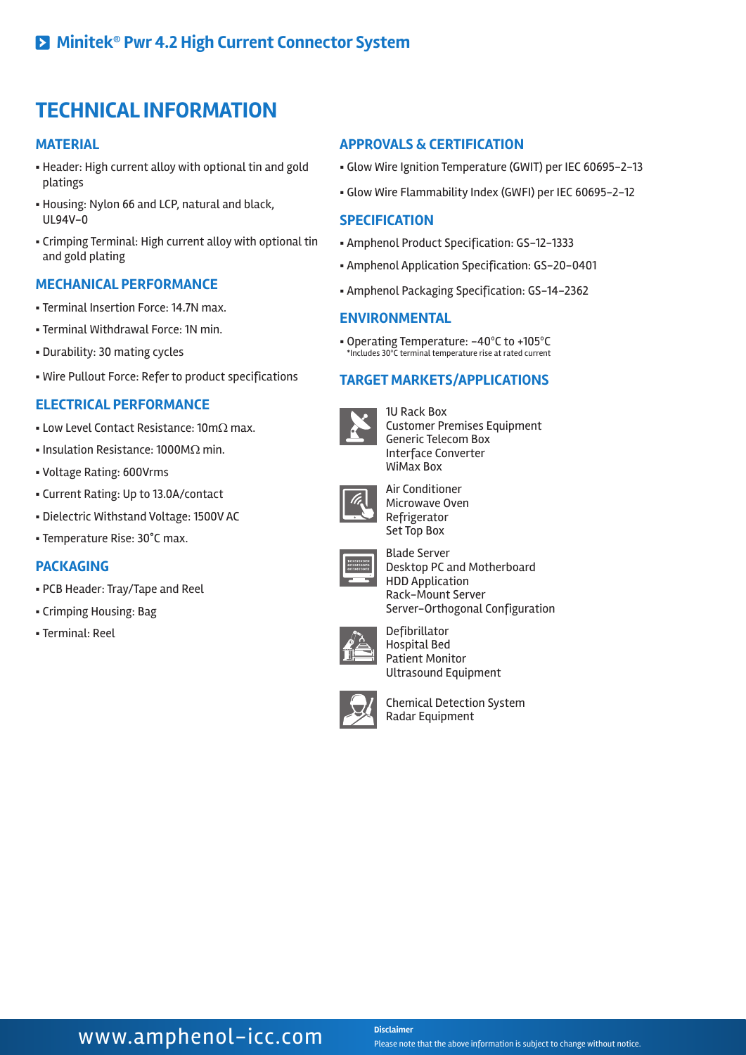# TECHNICAL INFORMATION

## MATERIAL

- Header: High current alloy with optional tin and gold platings
- Housing: Nylon 66 and LCP, natural and black, UL94V-0
- Crimping Terminal: High current alloy with optional tin and gold plating

## MECHANICAL PERFORMANCE

- Terminal Insertion Force: 14.7N max.
- Terminal Withdrawal Force: 1N min.
- Durability: 30 mating cycles
- Wire Pullout Force: Refer to product specifications

## ELECTRICAL PERFORMANCE

- Low Level Contact Resistance: 10mΩ max.
- Insulation Resistance: 1000MΩ min.
- Voltage Rating: 600Vrms
- Current Rating: Up to 13.0A/contact
- Dielectric Withstand Voltage: 1500V AC
- Temperature Rise: 30°C max.

## PACKAGING

- PCB Header: Tray/Tape and Reel
- Crimping Housing: Bag
- Terminal: Reel

## APPROVALS & CERTIFICATION

- Glow Wire Ignition Temperature (GWIT) per IEC 60695-2-13
- Glow Wire Flammability Index (GWFI) per IEC 60695-2-12

## SPECIFICATION

- Amphenol Product Specification: GS-12-1333
- Amphenol Application Specification: GS-20-0401
- Amphenol Packaging Specification: GS-14-2362

## ENVIRONMENTAL

- Operating Temperature: -40°C to +105°C
  *Includes 30°C terminal temperature rise at rated current

## TARGET MARKETS/APPLICATIONS

1U Rack Box
Customer Premises Equipment
Generic Telecom Box
Interface Converter
WiMax Box

Air Conditioner
Microwave Oven
Refrigerator
Set Top Box

Blade Server
Desktop PC and Motherboard
HDD Application
Rack-Mount Server
Server-Orthogonal Configuration

Defibrillator
Hospital Bed
Patient Monitor
Ultrasound Equipment

Chemical Detection System
Radar Equipment

www.amphenol-icc.com

**Disclaimer**
Please note that the above information is subject to change without notice.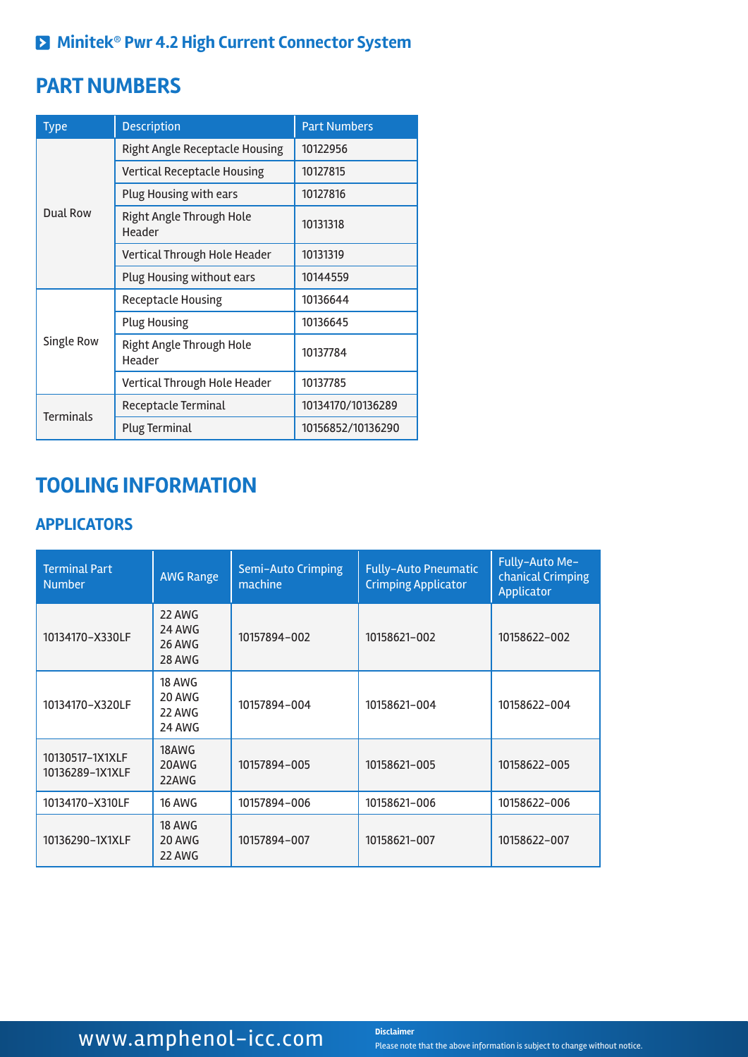## Minitek® Pwr 4.2 High Current Connector System

# PART NUMBERS

| Type | Description | Part Numbers |
|---|---|---|
| Dual Row | Right Angle Receptacle Housing | 10122956 |
| | Vertical Receptacle Housing | 10127815 |
| | Plug Housing with ears | 10127816 |
| | Right Angle Through Hole Header | 10131318 |
| | Vertical Through Hole Header | 10131319 |
| | Plug Housing without ears | 10144559 |
| Single Row | Receptacle Housing | 10136644 |
| | Plug Housing | 10136645 |
| | Right Angle Through Hole Header | 10137784 |
| | Vertical Through Hole Header | 10137785 |
| Terminals | Receptacle Terminal | 10134170/10136289 |
| | Plug Terminal | 10156852/10136290 |

# TOOLING INFORMATION

## APPLICATORS

| Terminal Part Number | AWG Range | Semi-Auto Crimping machine | Fully-Auto Pneumatic Crimping Applicator | Fully-Auto Mechanical Crimping Applicator |
|---|---|---|---|---|
| 10134170-X330LF | 22 AWG<br>24 AWG<br>26 AWG<br>28 AWG | 10157894-002 | 10158621-002 | 10158622-002 |
| 10134170-X320LF | 18 AWG<br>20 AWG<br>22 AWG<br>24 AWG | 10157894-004 | 10158621-004 | 10158622-004 |
| 10130517-1X1XLF<br>10136289-1X1XLF | 18AWG<br>20AWG<br>22AWG | 10157894-005 | 10158621-005 | 10158622-005 |
| 10134170-X310LF | 16 AWG | 10157894-006 | 10158621-006 | 10158622-006 |
| 10136290-1X1XLF | 18 AWG<br>20 AWG<br>22 AWG | 10157894-007 | 10158621-007 | 10158622-007 |

www.amphenol-icc.com

**Disclaimer**
Please note that the above information is subject to change without notice.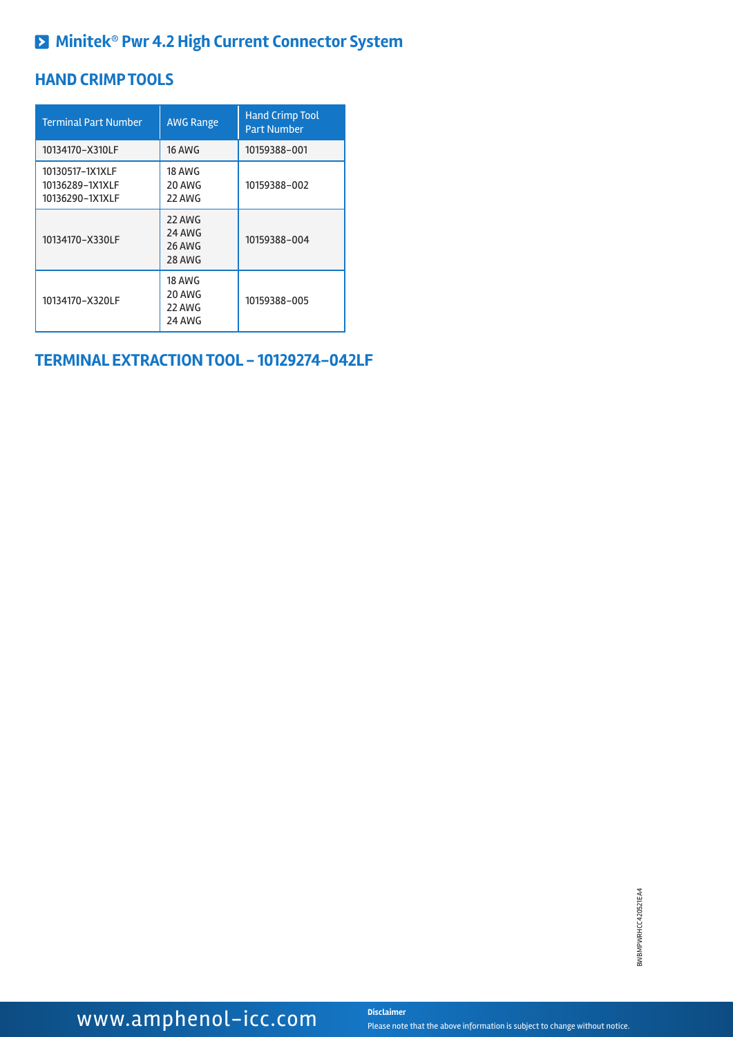# Minitek® Pwr 4.2 High Current Connector System

## HAND CRIMP TOOLS

| Terminal Part Number | AWG Range | Hand Crimp Tool Part Number |
| --- | --- | --- |
| 10134170-X310LF | 16 AWG | 10159388-001 |
| 10130517-1X1XLF<br>10136289-1X1XLF<br>10136290-1X1XLF | 18 AWG<br>20 AWG<br>22 AWG | 10159388-002 |
| 10134170-X330LF | 22 AWG<br>24 AWG<br>26 AWG<br>28 AWG | 10159388-004 |
| 10134170-X320LF | 18 AWG<br>20 AWG<br>22 AWG<br>24 AWG | 10159388-005 |

## TERMINAL EXTRACTION TOOL – 10129274-042LF

BWBMPWRHCC42052 1EA4

www.amphenol-icc.com

**Disclaimer**

Please note that the above information is subject to change without notice.